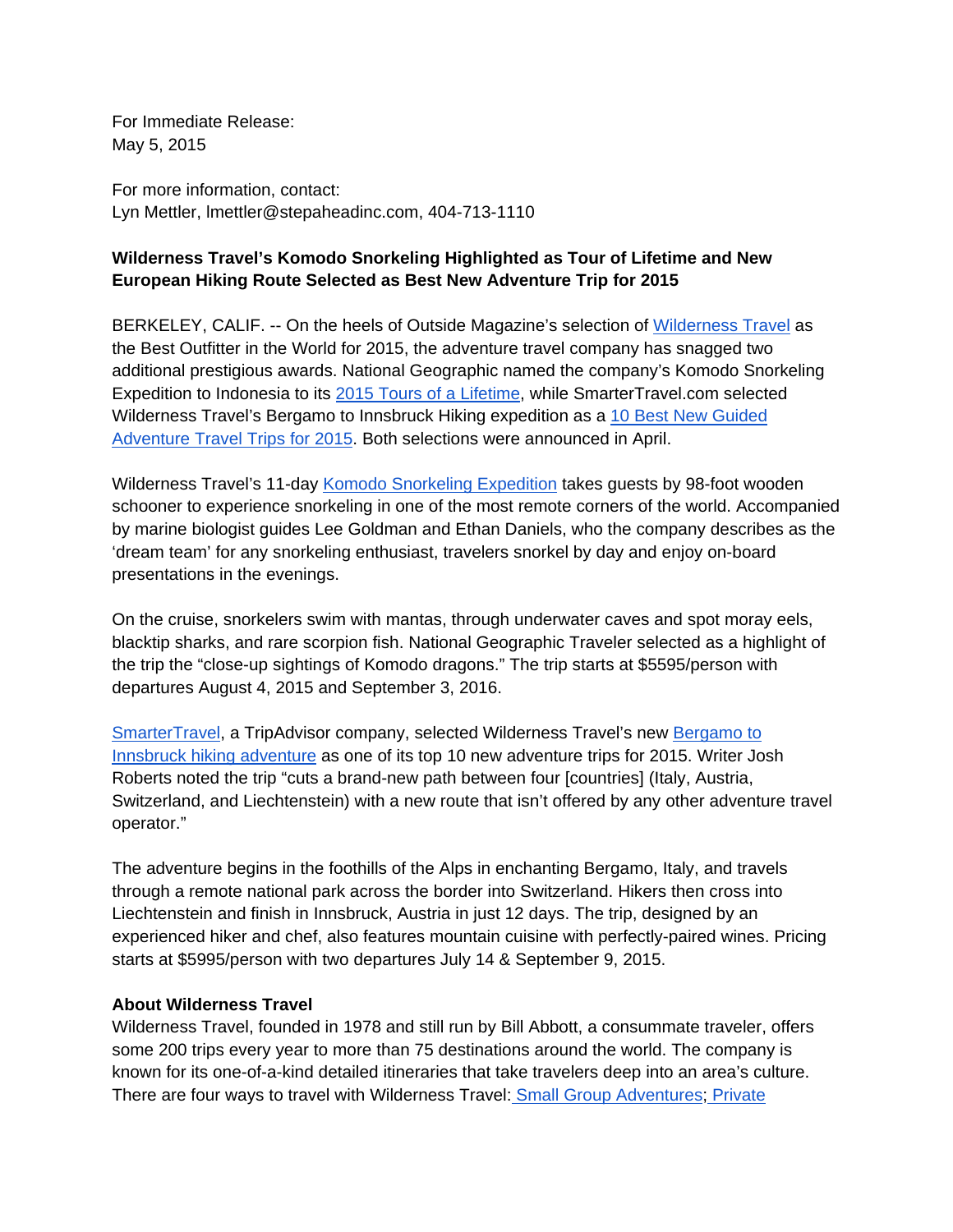For Immediate Release:
May 5, 2015

For more information, contact:
Lyn Mettler, lmettler@stepaheadinc.com, 404-713-1110

**Wilderness Travel's Komodo Snorkeling Highlighted as Tour of Lifetime and New European Hiking Route Selected as Best New Adventure Trip for 2015**

BERKELEY, CALIF. -- On the heels of Outside Magazine's selection of Wilderness Travel as the Best Outfitter in the World for 2015, the adventure travel company has snagged two additional prestigious awards. National Geographic named the company's Komodo Snorkeling Expedition to Indonesia to its 2015 Tours of a Lifetime, while SmarterTravel.com selected Wilderness Travel's Bergamo to Innsbruck Hiking expedition as a 10 Best New Guided Adventure Travel Trips for 2015. Both selections were announced in April.

Wilderness Travel's 11-day Komodo Snorkeling Expedition takes guests by 98-foot wooden schooner to experience snorkeling in one of the most remote corners of the world. Accompanied by marine biologist guides Lee Goldman and Ethan Daniels, who the company describes as the 'dream team' for any snorkeling enthusiast, travelers snorkel by day and enjoy on-board presentations in the evenings.

On the cruise, snorkelers swim with mantas, through underwater caves and spot moray eels, blacktip sharks, and rare scorpion fish. National Geographic Traveler selected as a highlight of the trip the "close-up sightings of Komodo dragons." The trip starts at $5595/person with departures August 4, 2015 and September 3, 2016.

SmarterTravel, a TripAdvisor company, selected Wilderness Travel's new Bergamo to Innsbruck hiking adventure as one of its top 10 new adventure trips for 2015. Writer Josh Roberts noted the trip "cuts a brand-new path between four [countries] (Italy, Austria, Switzerland, and Liechtenstein) with a new route that isn't offered by any other adventure travel operator."

The adventure begins in the foothills of the Alps in enchanting Bergamo, Italy, and travels through a remote national park across the border into Switzerland. Hikers then cross into Liechtenstein and finish in Innsbruck, Austria in just 12 days. The trip, designed by an experienced hiker and chef, also features mountain cuisine with perfectly-paired wines. Pricing starts at $5995/person with two departures July 14 & September 9, 2015.

**About Wilderness Travel**

Wilderness Travel, founded in 1978 and still run by Bill Abbott, a consummate traveler, offers some 200 trips every year to more than 75 destinations around the world. The company is known for its one-of-a-kind detailed itineraries that take travelers deep into an area's culture. There are four ways to travel with Wilderness Travel: Small Group Adventures; Private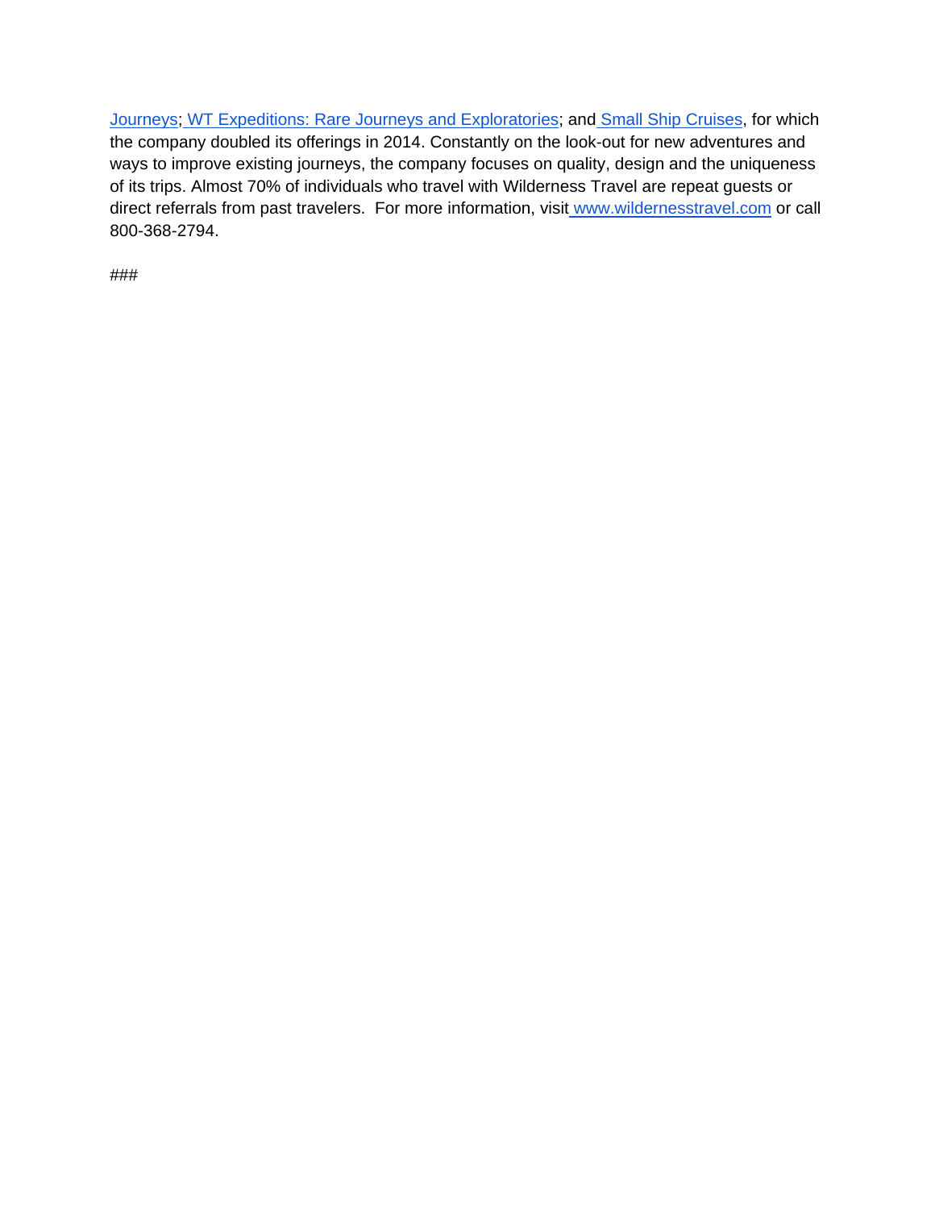Journeys; WT Expeditions: Rare Journeys and Exploratories; and Small Ship Cruises, for which the company doubled its offerings in 2014. Constantly on the look-out for new adventures and ways to improve existing journeys, the company focuses on quality, design and the uniqueness of its trips. Almost 70% of individuals who travel with Wilderness Travel are repeat guests or direct referrals from past travelers. For more information, visit www.wildernesstravel.com or call 800-368-2794.

###